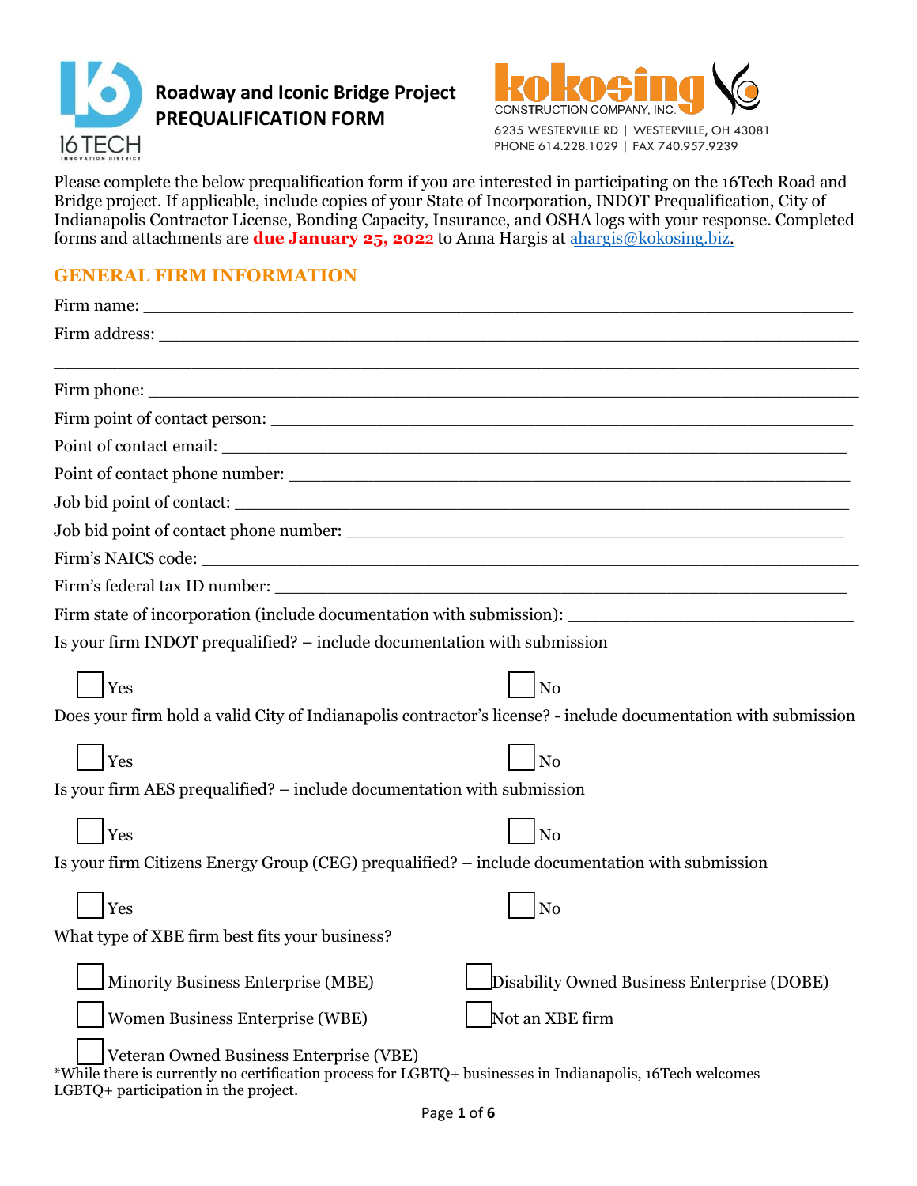# Roadway and Iconic Bridge Project PREQUALIFICATION FORM

16 TECH INNOVATION DISTRICT

kokosing CONSTRUCTION COMPANY, INC.
6235 WESTERVILLE RD | WESTERVILLE, OH 43081
PHONE 614.228.1029 | FAX 740.957.9239

Please complete the below prequalification form if you are interested in participating on the 16Tech Road and Bridge project. If applicable, include copies of your State of Incorporation, INDOT Prequalification, City of Indianapolis Contractor License, Bonding Capacity, Insurance, and OSHA logs with your response. Completed forms and attachments are **due January 25, 2022** to Anna Hargis at ahargis@kokosing.biz.

## GENERAL FIRM INFORMATION

Firm name: ______________________________________________________________

Firm address: ____________________________________________________________

________________________________________________________________________

Firm phone: _____________________________________________________________

Firm point of contact person: _______________________________________________

Point of contact email: ____________________________________________________

Point of contact phone number: _____________________________________________

Job bid point of contact: ___________________________________________________

Job bid point of contact phone number: _______________________________________

Firm's NAICS code: _______________________________________________________

Firm's federal tax ID number: _______________________________________________

Firm state of incorporation (include documentation with submission): ______________________

Is your firm INDOT prequalified? – include documentation with submission

☐ Yes ☐ No

Does your firm hold a valid City of Indianapolis contractor's license? - include documentation with submission

☐ Yes ☐ No

Is your firm AES prequalified? – include documentation with submission

☐ Yes ☐ No

Is your firm Citizens Energy Group (CEG) prequalified? – include documentation with submission

☐ Yes ☐ No

What type of XBE firm best fits your business?

☐ Minority Business Enterprise (MBE)

☐ Disability Owned Business Enterprise (DOBE)

☐ Women Business Enterprise (WBE)

☐ Not an XBE firm

☐ Veteran Owned Business Enterprise (VBE)

*While there is currently no certification process for LGBTQ+ businesses in Indianapolis, 16Tech welcomes LGBTQ+ participation in the project.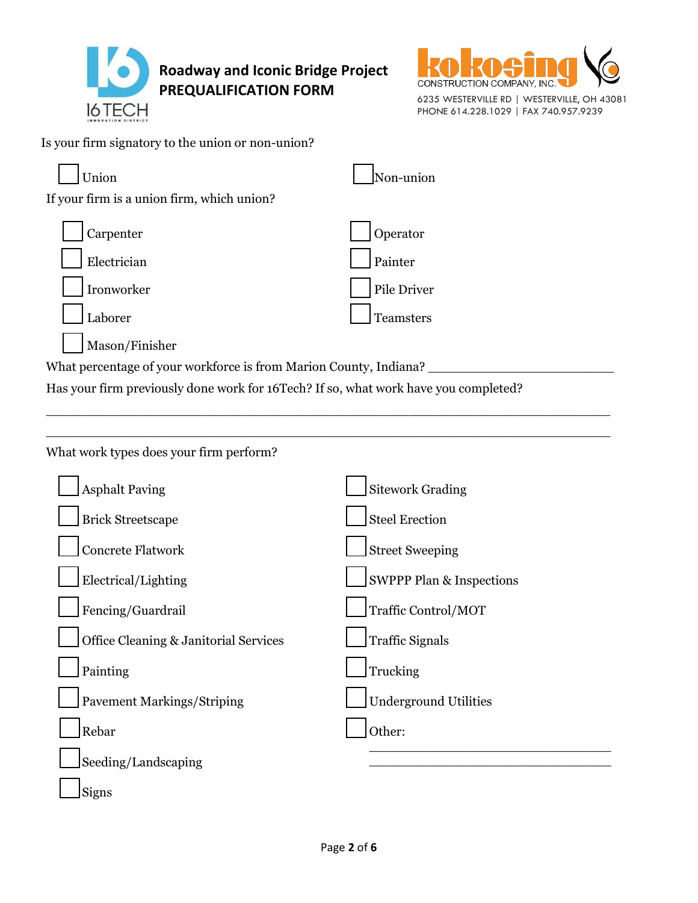**Roadway and Iconic Bridge Project**
**PREQUALIFICATION FORM**

KOKOSING CONSTRUCTION COMPANY, INC.
6235 WESTERVILLE RD | WESTERVILLE, OH 43081
PHONE 614.228.1029 | FAX 740.957.9239

Is your firm signatory to the union or non-union?

- [ ] Union
- [ ] Non-union

If your firm is a union firm, which union?

- [ ] Carpenter
- [ ] Electrician
- [ ] Ironworker
- [ ] Laborer
- [ ] Mason/Finisher
- [ ] Operator
- [ ] Painter
- [ ] Pile Driver
- [ ] Teamsters

What percentage of your workforce is from Marion County, Indiana? ___________________________

Has your firm previously done work for 16Tech? If so, what work have you completed?

_______________________________________________________________________________

_______________________________________________________________________________

What work types does your firm perform?

- [ ] Asphalt Paving
- [ ] Brick Streetscape
- [ ] Concrete Flatwork
- [ ] Electrical/Lighting
- [ ] Fencing/Guardrail
- [ ] Office Cleaning & Janitorial Services
- [ ] Painting
- [ ] Pavement Markings/Striping
- [ ] Rebar
- [ ] Seeding/Landscaping
- [ ] Signs
- [ ] Sitework Grading
- [ ] Steel Erection
- [ ] Street Sweeping
- [ ] SWPPP Plan & Inspections
- [ ] Traffic Control/MOT
- [ ] Traffic Signals
- [ ] Trucking
- [ ] Underground Utilities
- [ ] Other:

_______________________________________

_______________________________________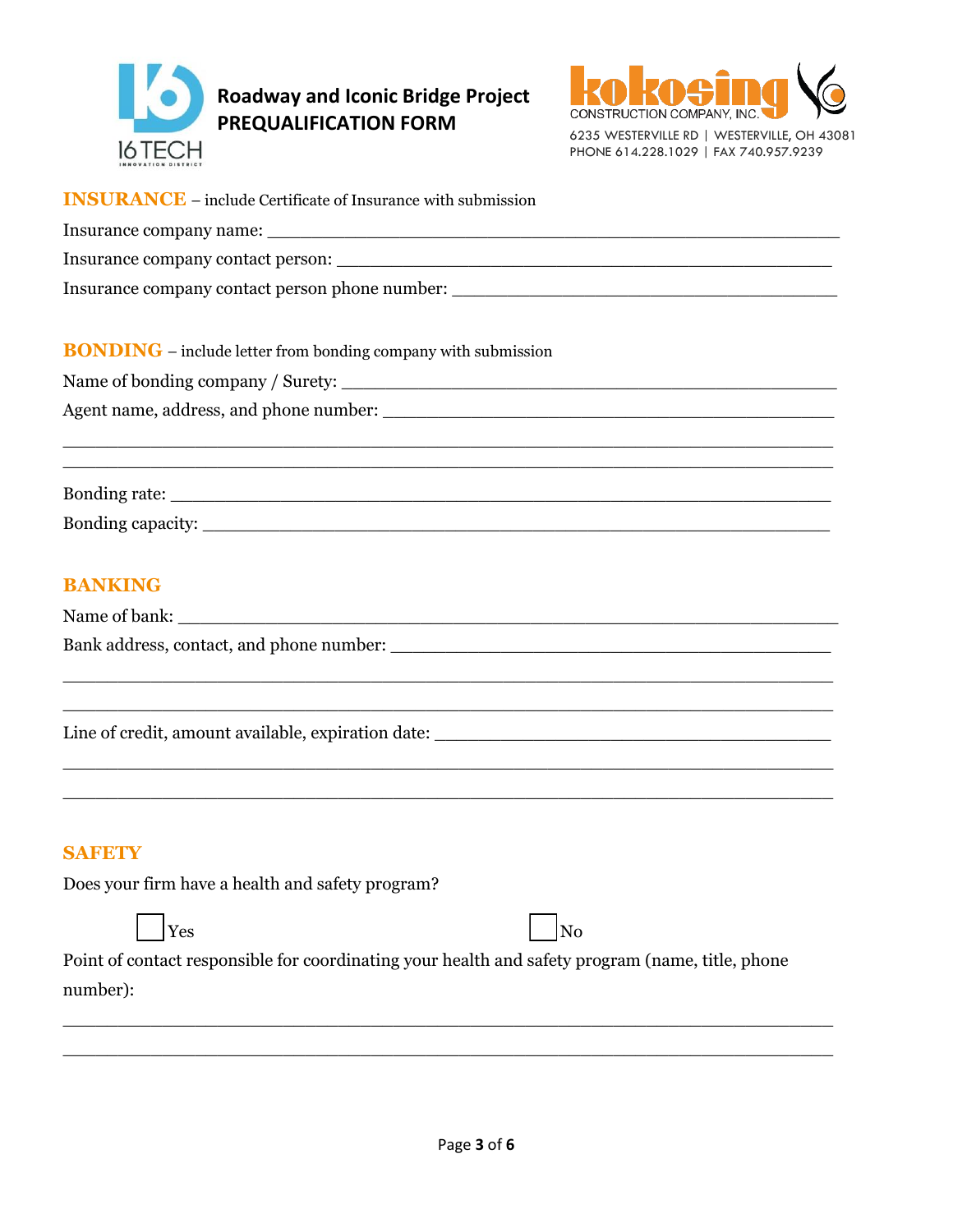# Roadway and Iconic Bridge Project PREQUALIFICATION FORM

Kokosing Construction Company, Inc.
6235 Westerville Rd | Westerville, OH 43081
Phone 614.228.1029 | Fax 740.957.9239

## INSURANCE – include Certificate of Insurance with submission

Insurance company name: ______________________________________________________

Insurance company contact person: ______________________________________________

Insurance company contact person phone number: ____________________________________

## BONDING – include letter from bonding company with submission

Name of bonding company / Surety: _______________________________________________

Agent name, address, and phone number: ___________________________________________

______________________________________________________________________________

______________________________________________________________________________

Bonding rate: ________________________________________________________________

Bonding capacity: _____________________________________________________________

## BANKING

Name of bank: _______________________________________________________________

Bank address, contact, and phone number: __________________________________________

______________________________________________________________________________

______________________________________________________________________________

Line of credit, amount available, expiration date: ____________________________________

______________________________________________________________________________

______________________________________________________________________________

## SAFETY

Does your firm have a health and safety program?

☐ Yes ☐ No

Point of contact responsible for coordinating your health and safety program (name, title, phone number):

______________________________________________________________________________

______________________________________________________________________________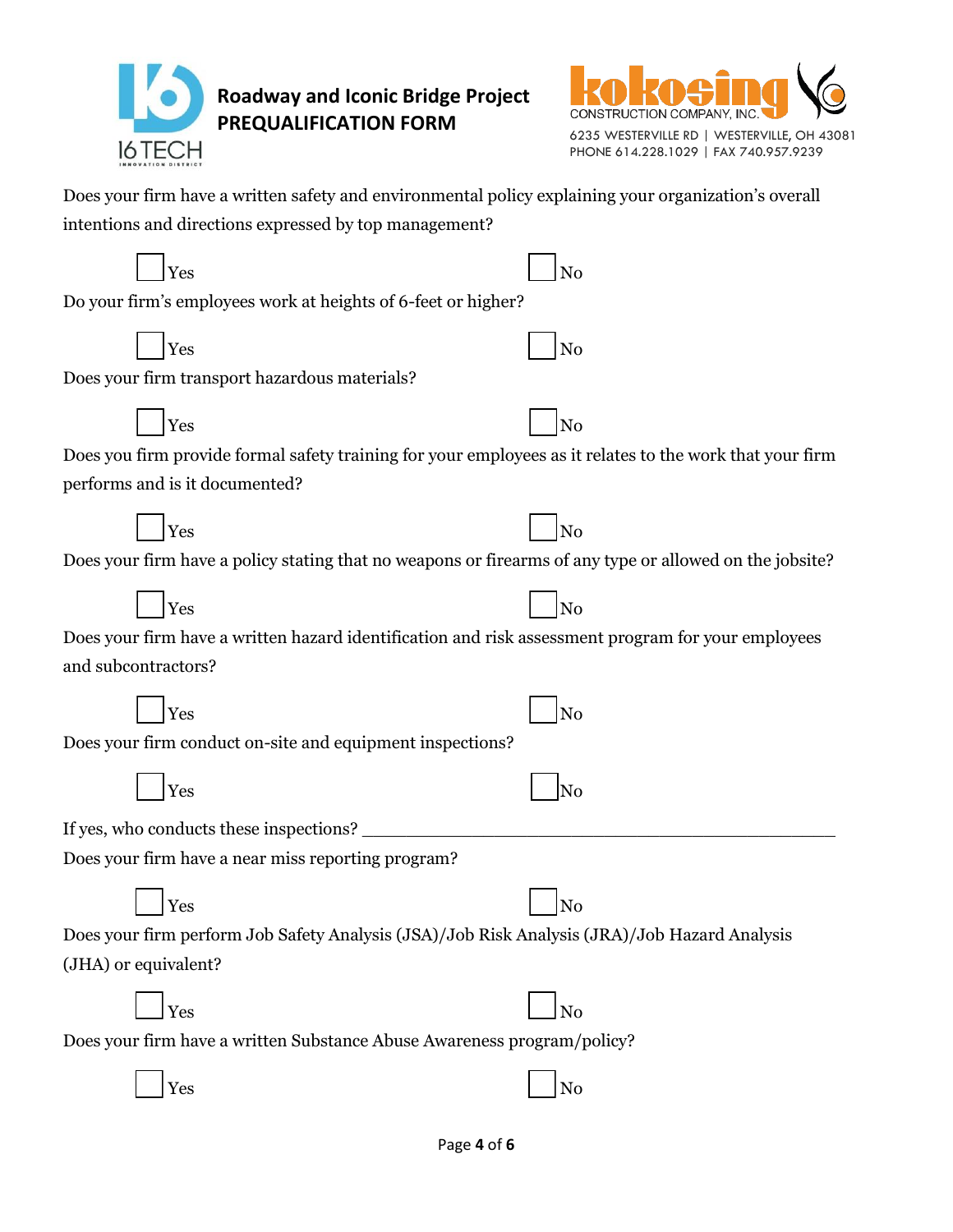Does your firm have a written safety and environmental policy explaining your organization's overall intentions and directions expressed by top management?

☐ Yes ☐ No

Do your firm's employees work at heights of 6-feet or higher?

☐ Yes ☐ No

Does your firm transport hazardous materials?

☐ Yes ☐ No

Does you firm provide formal safety training for your employees as it relates to the work that your firm performs and is it documented?

☐ Yes ☐ No

Does your firm have a policy stating that no weapons or firearms of any type or allowed on the jobsite?

☐ Yes ☐ No

Does your firm have a written hazard identification and risk assessment program for your employees and subcontractors?

☐ Yes ☐ No

Does your firm conduct on-site and equipment inspections?

☐ Yes ☐ No

If yes, who conducts these inspections? ____________________________________________

Does your firm have a near miss reporting program?

☐ Yes ☐ No

Does your firm perform Job Safety Analysis (JSA)/Job Risk Analysis (JRA)/Job Hazard Analysis (JHA) or equivalent?

☐ Yes ☐ No

Does your firm have a written Substance Abuse Awareness program/policy?

☐ Yes ☐ No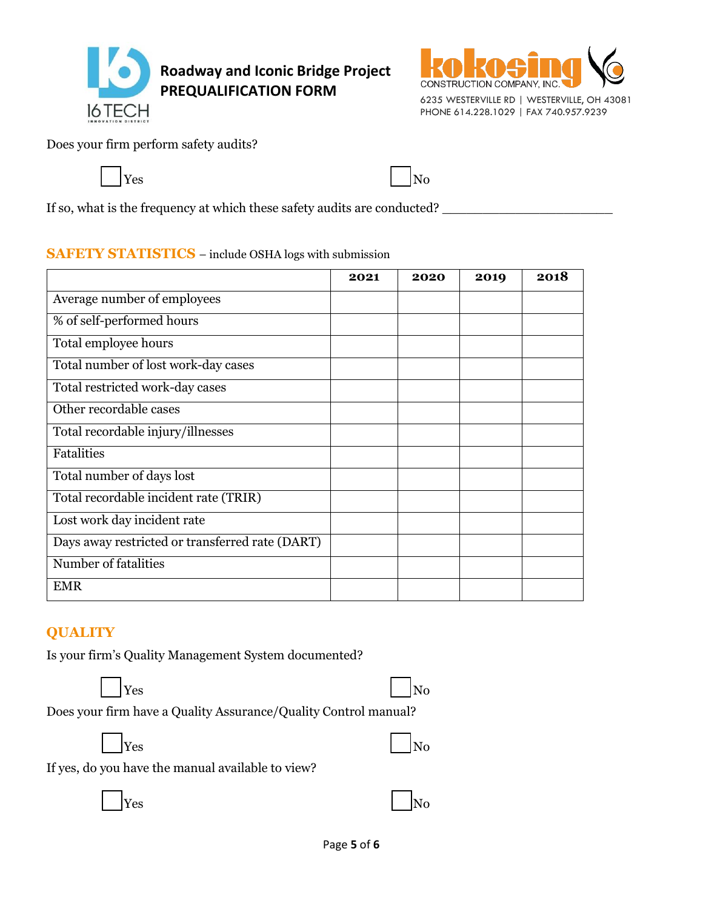Does your firm perform safety audits?

☐ Yes ☐ No

If so, what is the frequency at which these safety audits are conducted? ______________________

## SAFETY STATISTICS – include OSHA logs with submission

| | 2021 | 2020 | 2019 | 2018 |
|---|---|---|---|---|
| Average number of employees | | | | |
| % of self-performed hours | | | | |
| Total employee hours | | | | |
| Total number of lost work-day cases | | | | |
| Total restricted work-day cases | | | | |
| Other recordable cases | | | | |
| Total recordable injury/illnesses | | | | |
| Fatalities | | | | |
| Total number of days lost | | | | |
| Total recordable incident rate (TRIR) | | | | |
| Lost work day incident rate | | | | |
| Days away restricted or transferred rate (DART) | | | | |
| Number of fatalities | | | | |
| EMR | | | | |

## QUALITY

Is your firm's Quality Management System documented?

☐ Yes ☐ No

Does your firm have a Quality Assurance/Quality Control manual?

☐ Yes ☐ No

If yes, do you have the manual available to view?

☐ Yes ☐ No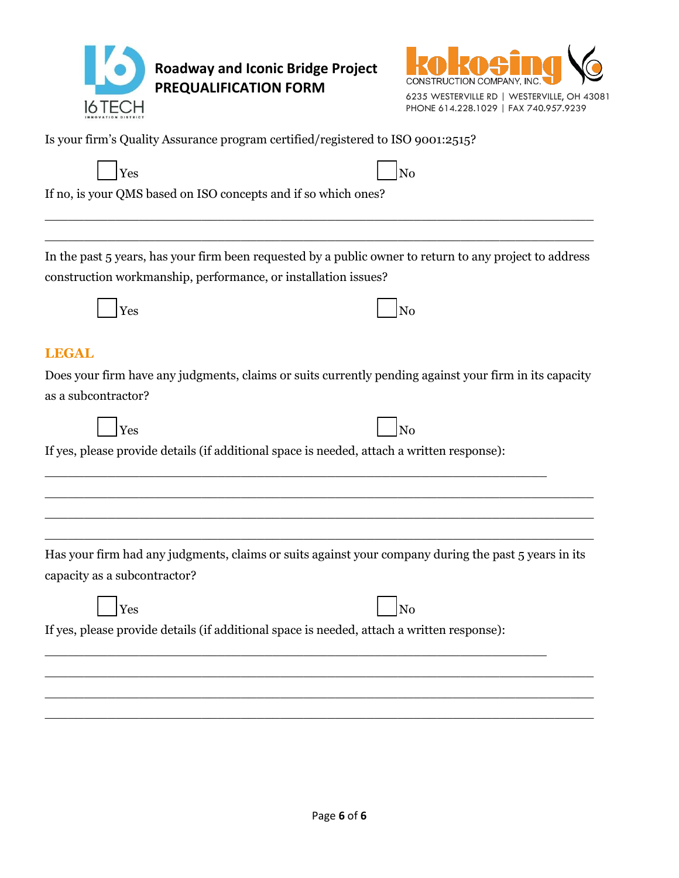Is your firm's Quality Assurance program certified/registered to ISO 9001:2515?

☐ Yes ☐ No

If no, is your QMS based on ISO concepts and if so which ones?

_______________________________________________________________________________

_______________________________________________________________________________

In the past 5 years, has your firm been requested by a public owner to return to any project to address construction workmanship, performance, or installation issues?

☐ Yes ☐ No

## LEGAL

Does your firm have any judgments, claims or suits currently pending against your firm in its capacity as a subcontractor?

☐ Yes ☐ No

If yes, please provide details (if additional space is needed, attach a written response):

_______________________________________________________________________________

_______________________________________________________________________________

_______________________________________________________________________________

_______________________________________________________________________________

Has your firm had any judgments, claims or suits against your company during the past 5 years in its capacity as a subcontractor?

☐ Yes ☐ No

If yes, please provide details (if additional space is needed, attach a written response):

_______________________________________________________________________________

_______________________________________________________________________________

_______________________________________________________________________________

_______________________________________________________________________________